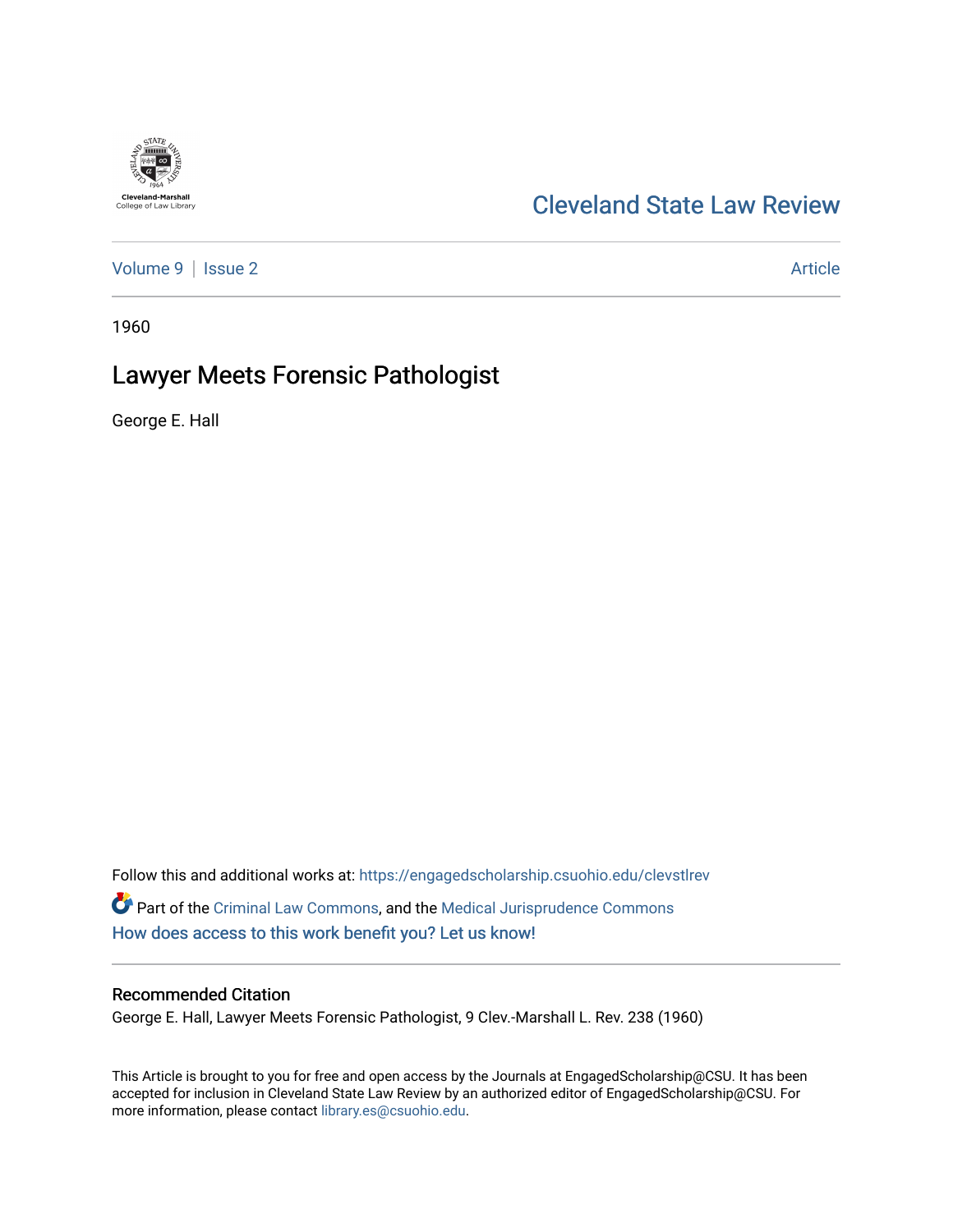Cleveland State Law Review

Volume 9 | Issue 2 | Article

1960

# Lawyer Meets Forensic Pathologist

George E. Hall

Follow this and additional works at: https://engagedscholarship.csuohio.edu/clevstlrev

Part of the Criminal Law Commons, and the Medical Jurisprudence Commons

How does access to this work benefit you? Let us know!

## Recommended Citation

George E. Hall, Lawyer Meets Forensic Pathologist, 9 Clev.-Marshall L. Rev. 238 (1960)

This Article is brought to you for free and open access by the Journals at EngagedScholarship@CSU. It has been accepted for inclusion in Cleveland State Law Review by an authorized editor of EngagedScholarship@CSU. For more information, please contact library.es@csuohio.edu.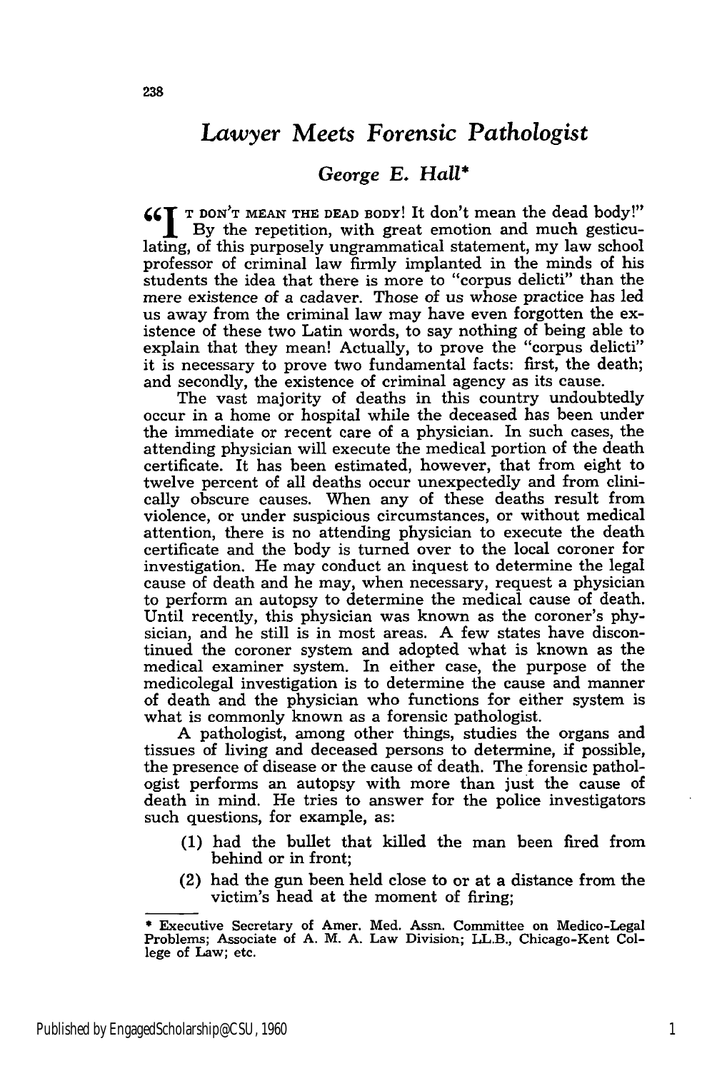# *Lawyer Meets Forensic Pathologist*

## *George E. Hall**

"IT DON'T MEAN THE DEAD BODY! It don't mean the dead body!" By the repetition, with great emotion and much gesticulating, of this purposely ungrammatical statement, my law school professor of criminal law firmly implanted in the minds of his students the idea that there is more to "corpus delicti" than the mere existence of a cadaver. Those of us whose practice has led us away from the criminal law may have even forgotten the existence of these two Latin words, to say nothing of being able to explain that they mean! Actually, to prove the "corpus delicti" it is necessary to prove two fundamental facts: first, the death; and secondly, the existence of criminal agency as its cause.

The vast majority of deaths in this country undoubtedly occur in a home or hospital while the deceased has been under the immediate or recent care of a physician. In such cases, the attending physician will execute the medical portion of the death certificate. It has been estimated, however, that from eight to twelve percent of all deaths occur unexpectedly and from clinically obscure causes. When any of these deaths result from violence, or under suspicious circumstances, or without medical attention, there is no attending physician to execute the death certificate and the body is turned over to the local coroner for investigation. He may conduct an inquest to determine the legal cause of death and he may, when necessary, request a physician to perform an autopsy to determine the medical cause of death. Until recently, this physician was known as the coroner's physician, and he still is in most areas. A few states have discontinued the coroner system and adopted what is known as the medical examiner system. In either case, the purpose of the medicolegal investigation is to determine the cause and manner of death and the physician who functions for either system is what is commonly known as a forensic pathologist.

A pathologist, among other things, studies the organs and tissues of living and deceased persons to determine, if possible, the presence of disease or the cause of death. The forensic pathologist performs an autopsy with more than just the cause of death in mind. He tries to answer for the police investigators such questions, for example, as:

(1) had the bullet that killed the man been fired from behind or in front;

(2) had the gun been held close to or at a distance from the victim's head at the moment of firing;

---

\* Executive Secretary of Amer. Med. Assn. Committee on Medico-Legal Problems; Associate of A. M. A. Law Division; LL.B., Chicago-Kent College of Law; etc.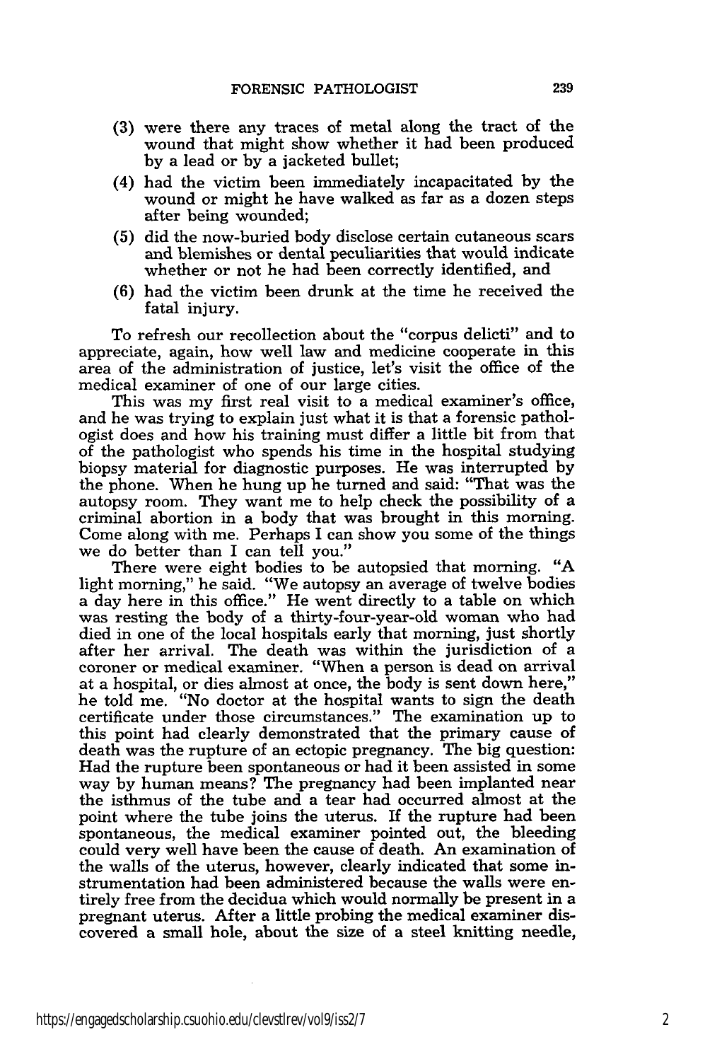(3) were there any traces of metal along the tract of the wound that might show whether it had been produced by a lead or by a jacketed bullet;

(4) had the victim been immediately incapacitated by the wound or might he have walked as far as a dozen steps after being wounded;

(5) did the now-buried body disclose certain cutaneous scars and blemishes or dental peculiarities that would indicate whether or not he had been correctly identified, and

(6) had the victim been drunk at the time he received the fatal injury.

To refresh our recollection about the "corpus delicti" and to appreciate, again, how well law and medicine cooperate in this area of the administration of justice, let's visit the office of the medical examiner of one of our large cities.

This was my first real visit to a medical examiner's office, and he was trying to explain just what it is that a forensic pathologist does and how his training must differ a little bit from that of the pathologist who spends his time in the hospital studying biopsy material for diagnostic purposes. He was interrupted by the phone. When he hung up he turned and said: "That was the autopsy room. They want me to help check the possibility of a criminal abortion in a body that was brought in this morning. Come along with me. Perhaps I can show you some of the things we do better than I can tell you."

There were eight bodies to be autopsied that morning. "A light morning," he said. "We autopsy an average of twelve bodies a day here in this office." He went directly to a table on which was resting the body of a thirty-four-year-old woman who had died in one of the local hospitals early that morning, just shortly after her arrival. The death was within the jurisdiction of a coroner or medical examiner. "When a person is dead on arrival at a hospital, or dies almost at once, the body is sent down here," he told me. "No doctor at the hospital wants to sign the death certificate under those circumstances." The examination up to this point had clearly demonstrated that the primary cause of death was the rupture of an ectopic pregnancy. The big question: Had the rupture been spontaneous or had it been assisted in some way by human means? The pregnancy had been implanted near the isthmus of the tube and a tear had occurred almost at the point where the tube joins the uterus. If the rupture had been spontaneous, the medical examiner pointed out, the bleeding could very well have been the cause of death. An examination of the walls of the uterus, however, clearly indicated that some instrumentation had been administered because the walls were entirely free from the decidua which would normally be present in a pregnant uterus. After a little probing the medical examiner discovered a small hole, about the size of a steel knitting needle,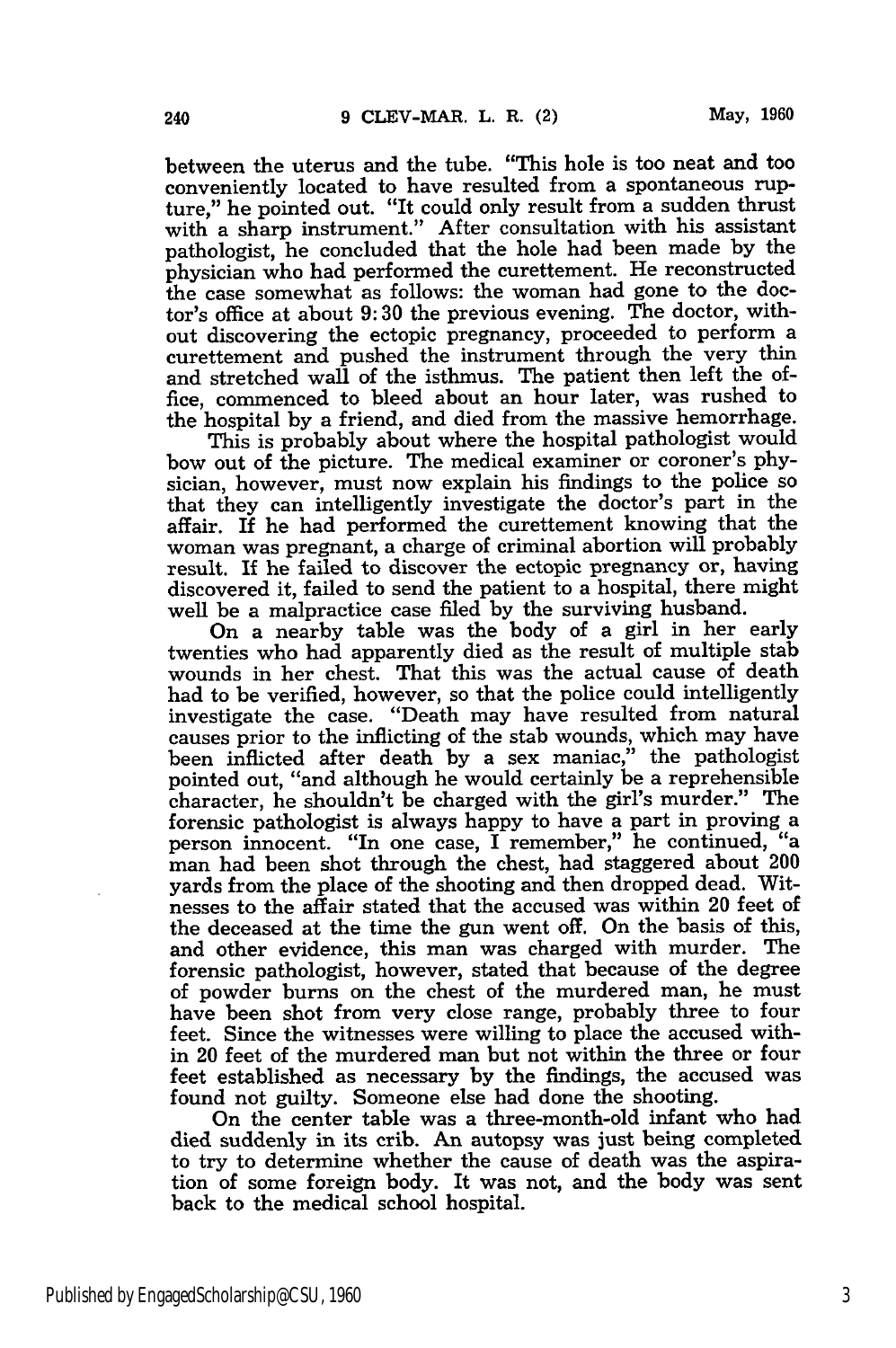between the uterus and the tube. "This hole is too neat and too conveniently located to have resulted from a spontaneous rupture," he pointed out. "It could only result from a sudden thrust with a sharp instrument." After consultation with his assistant pathologist, he concluded that the hole had been made by the physician who had performed the curettement. He reconstructed the case somewhat as follows: the woman had gone to the doctor's office at about 9:30 the previous evening. The doctor, without discovering the ectopic pregnancy, proceeded to perform a curettement and pushed the instrument through the very thin and stretched wall of the isthmus. The patient then left the office, commenced to bleed about an hour later, was rushed to the hospital by a friend, and died from the massive hemorrhage.

This is probably about where the hospital pathologist would bow out of the picture. The medical examiner or coroner's physician, however, must now explain his findings to the police so that they can intelligently investigate the doctor's part in the affair. If he had performed the curettement knowing that the woman was pregnant, a charge of criminal abortion will probably result. If he failed to discover the ectopic pregnancy or, having discovered it, failed to send the patient to a hospital, there might well be a malpractice case filed by the surviving husband.

On a nearby table was the body of a girl in her early twenties who had apparently died as the result of multiple stab wounds in her chest. That this was the actual cause of death had to be verified, however, so that the police could intelligently investigate the case. "Death may have resulted from natural causes prior to the inflicting of the stab wounds, which may have been inflicted after death by a sex maniac," the pathologist pointed out, "and although he would certainly be a reprehensible character, he shouldn't be charged with the girl's murder." The forensic pathologist is always happy to have a part in proving a person innocent. "In one case, I remember," he continued, "a man had been shot through the chest, had staggered about 200 yards from the place of the shooting and then dropped dead. Witnesses to the affair stated that the accused was within 20 feet of the deceased at the time the gun went off. On the basis of this, and other evidence, this man was charged with murder. The forensic pathologist, however, stated that because of the degree of powder burns on the chest of the murdered man, he must have been shot from very close range, probably three to four feet. Since the witnesses were willing to place the accused within 20 feet of the murdered man but not within the three or four feet established as necessary by the findings, the accused was found not guilty. Someone else had done the shooting.

On the center table was a three-month-old infant who had died suddenly in its crib. An autopsy was just being completed to try to determine whether the cause of death was the aspiration of some foreign body. It was not, and the body was sent back to the medical school hospital.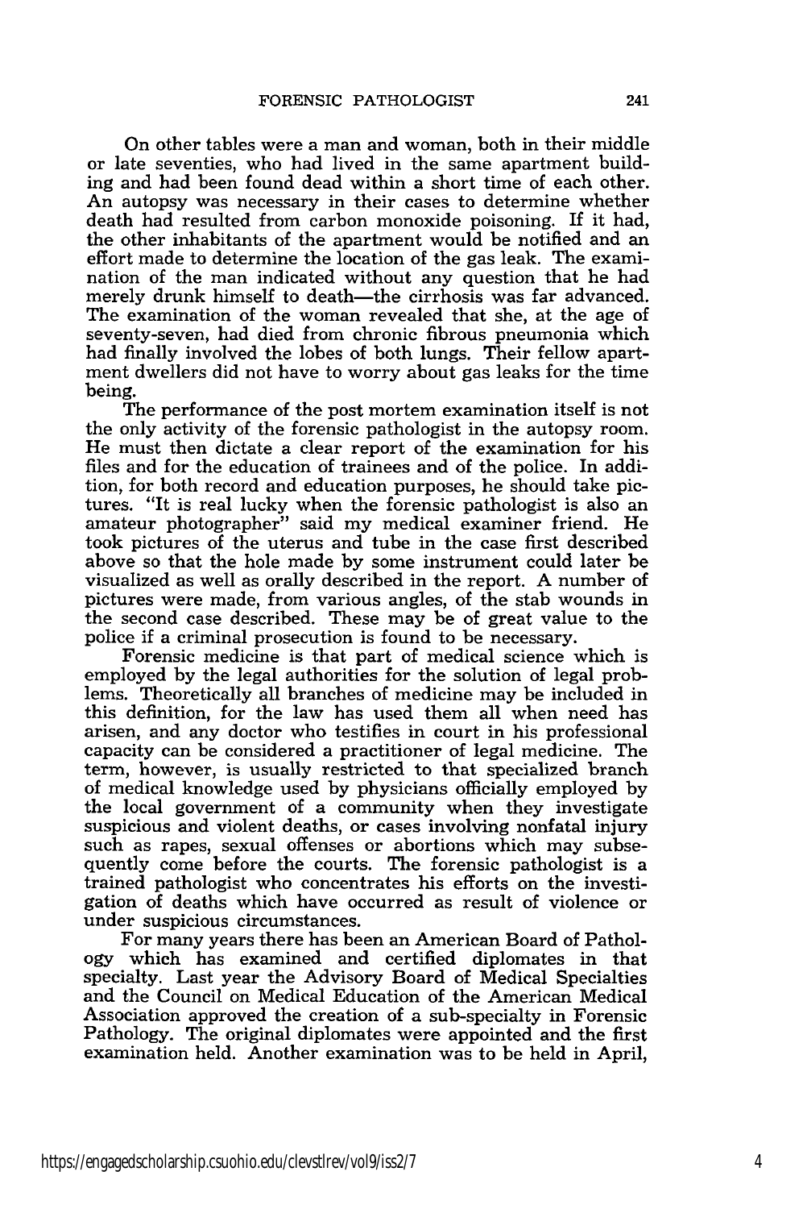On other tables were a man and woman, both in their middle or late seventies, who had lived in the same apartment building and had been found dead within a short time of each other. An autopsy was necessary in their cases to determine whether death had resulted from carbon monoxide poisoning. If it had, the other inhabitants of the apartment would be notified and an effort made to determine the location of the gas leak. The examination of the man indicated without any question that he had merely drunk himself to death—the cirrhosis was far advanced. The examination of the woman revealed that she, at the age of seventy-seven, had died from chronic fibrous pneumonia which had finally involved the lobes of both lungs. Their fellow apartment dwellers did not have to worry about gas leaks for the time being.

The performance of the post mortem examination itself is not the only activity of the forensic pathologist in the autopsy room. He must then dictate a clear report of the examination for his files and for the education of trainees and of the police. In addition, for both record and education purposes, he should take pictures. "It is real lucky when the forensic pathologist is also an amateur photographer" said my medical examiner friend. He took pictures of the uterus and tube in the case first described above so that the hole made by some instrument could later be visualized as well as orally described in the report. A number of pictures were made, from various angles, of the stab wounds in the second case described. These may be of great value to the police if a criminal prosecution is found to be necessary.

Forensic medicine is that part of medical science which is employed by the legal authorities for the solution of legal problems. Theoretically all branches of medicine may be included in this definition, for the law has used them all when need has arisen, and any doctor who testifies in court in his professional capacity can be considered a practitioner of legal medicine. The term, however, is usually restricted to that specialized branch of medical knowledge used by physicians officially employed by the local government of a community when they investigate suspicious and violent deaths, or cases involving nonfatal injury such as rapes, sexual offenses or abortions which may subsequently come before the courts. The forensic pathologist is a trained pathologist who concentrates his efforts on the investigation of deaths which have occurred as result of violence or under suspicious circumstances.

For many years there has been an American Board of Pathology which has examined and certified diplomates in that specialty. Last year the Advisory Board of Medical Specialties and the Council on Medical Education of the American Medical Association approved the creation of a sub-specialty in Forensic Pathology. The original diplomates were appointed and the first examination held. Another examination was to be held in April,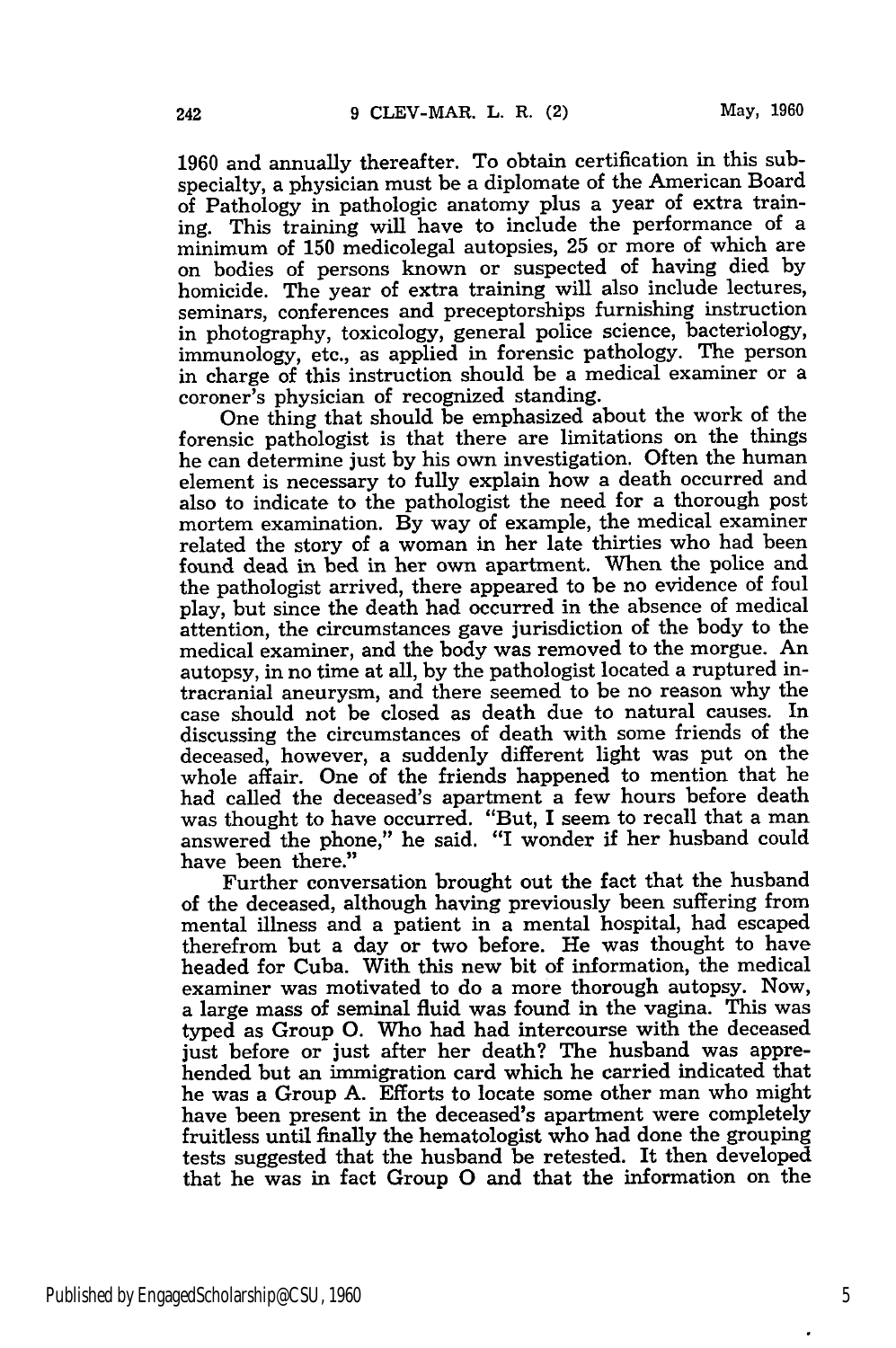1960 and annually thereafter. To obtain certification in this subspecialty, a physician must be a diplomate of the American Board of Pathology in pathologic anatomy plus a year of extra training. This training will have to include the performance of a minimum of 150 medicolegal autopsies, 25 or more of which are on bodies of persons known or suspected of having died by homicide. The year of extra training will also include lectures, seminars, conferences and preceptorships furnishing instruction in photography, toxicology, general police science, bacteriology, immunology, etc., as applied in forensic pathology. The person in charge of this instruction should be a medical examiner or a coroner's physician of recognized standing.

One thing that should be emphasized about the work of the forensic pathologist is that there are limitations on the things he can determine just by his own investigation. Often the human element is necessary to fully explain how a death occurred and also to indicate to the pathologist the need for a thorough post mortem examination. By way of example, the medical examiner related the story of a woman in her late thirties who had been found dead in bed in her own apartment. When the police and the pathologist arrived, there appeared to be no evidence of foul play, but since the death had occurred in the absence of medical attention, the circumstances gave jurisdiction of the body to the medical examiner, and the body was removed to the morgue. An autopsy, in no time at all, by the pathologist located a ruptured intracranial aneurysm, and there seemed to be no reason why the case should not be closed as death due to natural causes. In discussing the circumstances of death with some friends of the deceased, however, a suddenly different light was put on the whole affair. One of the friends happened to mention that he had called the deceased's apartment a few hours before death was thought to have occurred. "But, I seem to recall that a man answered the phone," he said. "I wonder if her husband could have been there."

Further conversation brought out the fact that the husband of the deceased, although having previously been suffering from mental illness and a patient in a mental hospital, had escaped therefrom but a day or two before. He was thought to have headed for Cuba. With this new bit of information, the medical examiner was motivated to do a more thorough autopsy. Now, a large mass of seminal fluid was found in the vagina. This was typed as Group O. Who had had intercourse with the deceased just before or just after her death? The husband was apprehended but an immigration card which he carried indicated that he was a Group A. Efforts to locate some other man who might have been present in the deceased's apartment were completely fruitless until finally the hematologist who had done the grouping tests suggested that the husband be retested. It then developed that he was in fact Group O and that the information on the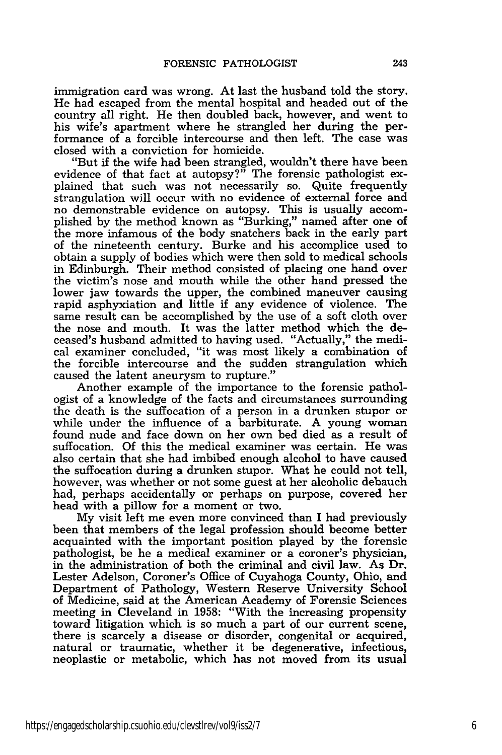immigration card was wrong. At last the husband told the story. He had escaped from the mental hospital and headed out of the country all right. He then doubled back, however, and went to his wife's apartment where he strangled her during the performance of a forcible intercourse and then left. The case was closed with a conviction for homicide.

"But if the wife had been strangled, wouldn't there have been evidence of that fact at autopsy?" The forensic pathologist explained that such was not necessarily so. Quite frequently strangulation will occur with no evidence of external force and no demonstrable evidence on autopsy. This is usually accomplished by the method known as "Burking," named after one of the more infamous of the body snatchers back in the early part of the nineteenth century. Burke and his accomplice used to obtain a supply of bodies which were then sold to medical schools in Edinburgh. Their method consisted of placing one hand over the victim's nose and mouth while the other hand pressed the lower jaw towards the upper, the combined maneuver causing rapid asphyxiation and little if any evidence of violence. The same result can be accomplished by the use of a soft cloth over the nose and mouth. It was the latter method which the deceased's husband admitted to having used. "Actually," the medical examiner concluded, "it was most likely a combination of the forcible intercourse and the sudden strangulation which caused the latent aneurysm to rupture."

Another example of the importance to the forensic pathologist of a knowledge of the facts and circumstances surrounding the death is the suffocation of a person in a drunken stupor or while under the influence of a barbiturate. A young woman found nude and face down on her own bed died as a result of suffocation. Of this the medical examiner was certain. He was also certain that she had imbibed enough alcohol to have caused the suffocation during a drunken stupor. What he could not tell, however, was whether or not some guest at her alcoholic debauch had, perhaps accidentally or perhaps on purpose, covered her head with a pillow for a moment or two.

My visit left me even more convinced than I had previously been that members of the legal profession should become better acquainted with the important position played by the forensic pathologist, be he a medical examiner or a coroner's physician, in the administration of both the criminal and civil law. As Dr. Lester Adelson, Coroner's Office of Cuyahoga County, Ohio, and Department of Pathology, Western Reserve University School of Medicine, said at the American Academy of Forensic Sciences meeting in Cleveland in 1958: "With the increasing propensity toward litigation which is so much a part of our current scene, there is scarcely a disease or disorder, congenital or acquired, natural or traumatic, whether it be degenerative, infectious, neoplastic or metabolic, which has not moved from its usual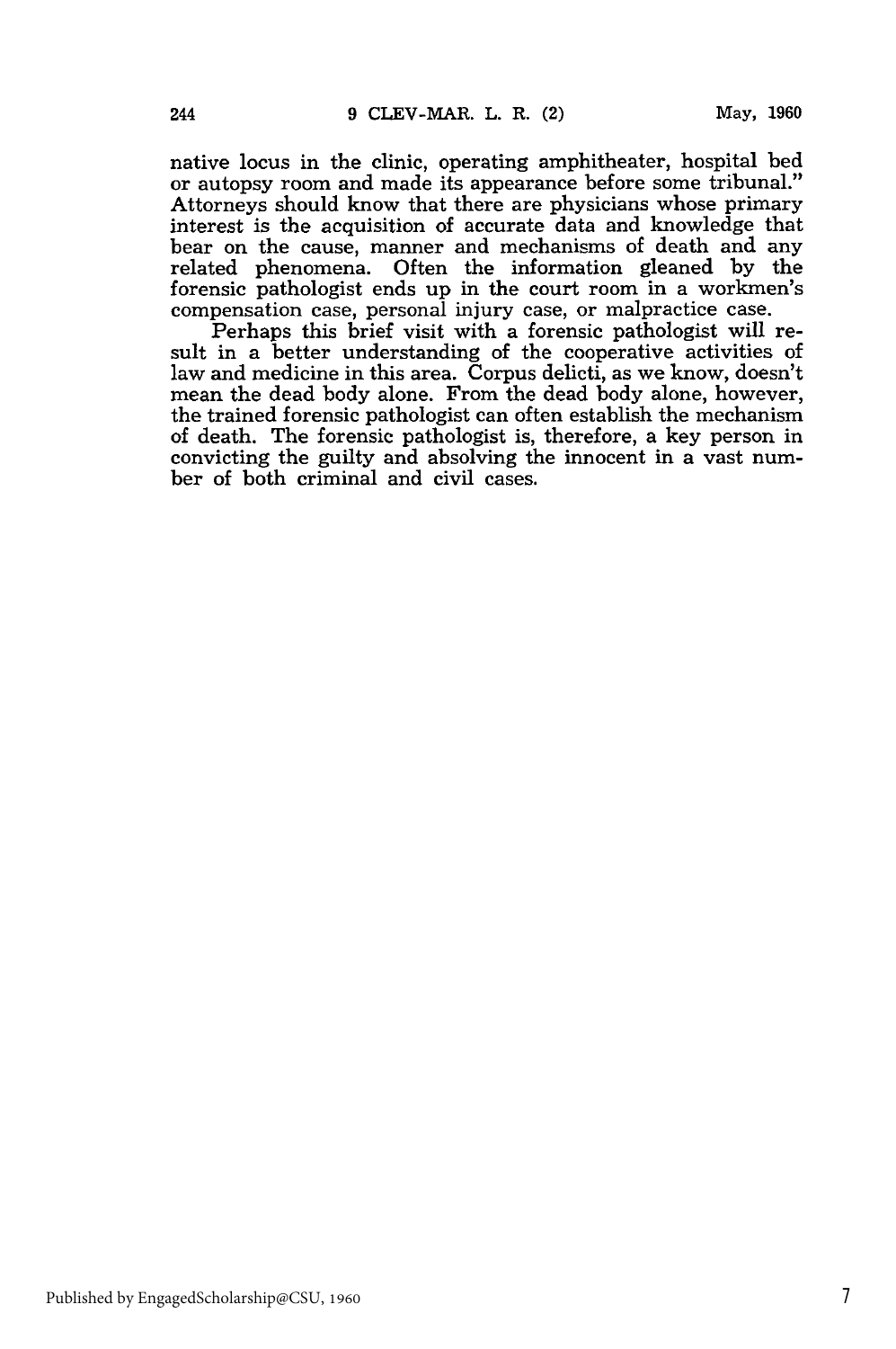native locus in the clinic, operating amphitheater, hospital bed or autopsy room and made its appearance before some tribunal." Attorneys should know that there are physicians whose primary interest is the acquisition of accurate data and knowledge that bear on the cause, manner and mechanisms of death and any related phenomena. Often the information gleaned by the forensic pathologist ends up in the court room in a workmen's compensation case, personal injury case, or malpractice case.

Perhaps this brief visit with a forensic pathologist will result in a better understanding of the cooperative activities of law and medicine in this area. Corpus delicti, as we know, doesn't mean the dead body alone. From the dead body alone, however, the trained forensic pathologist can often establish the mechanism of death. The forensic pathologist is, therefore, a key person in convicting the guilty and absolving the innocent in a vast number of both criminal and civil cases.